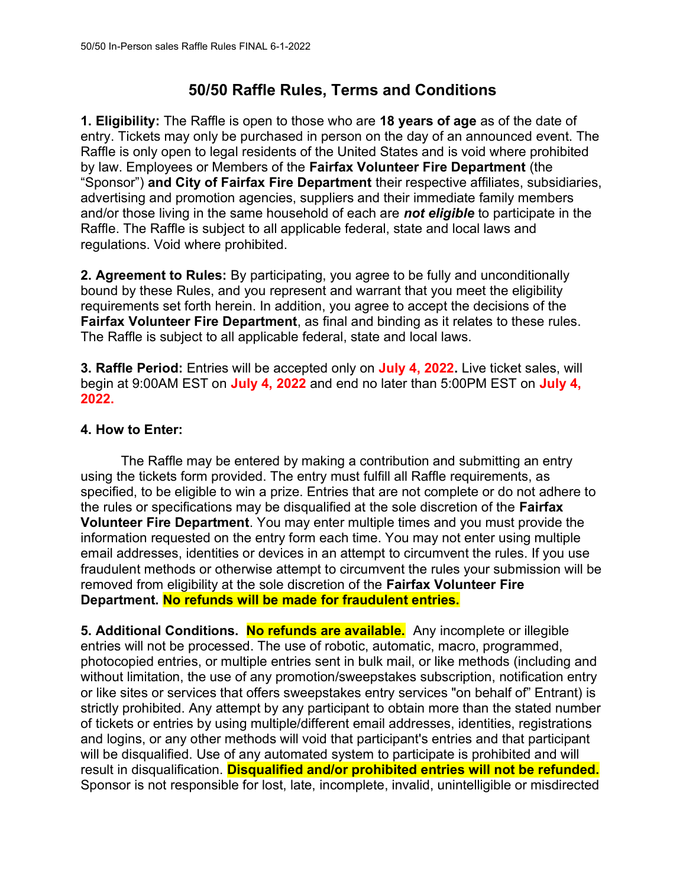# 50/50 Raffle Rules, Terms and Conditions

**1. Eligibility:** The Raffle is open to those who are **18 years of age** as of the date of entry. Tickets may only be purchased in person on the day of an announced event. The Raffle is only open to legal residents of the United States and is void where prohibited by law. Employees or Members of the **Fairfax Volunteer Fire Department** (the "Sponsor") **and City of Fairfax Fire Department** their respective affiliates, subsidiaries, advertising and promotion agencies, suppliers and their immediate family members and/or those living in the same household of each are ***not eligible*** to participate in the Raffle. The Raffle is subject to all applicable federal, state and local laws and regulations. Void where prohibited.

**2. Agreement to Rules:** By participating, you agree to be fully and unconditionally bound by these Rules, and you represent and warrant that you meet the eligibility requirements set forth herein. In addition, you agree to accept the decisions of the **Fairfax Volunteer Fire Department**, as final and binding as it relates to these rules. The Raffle is subject to all applicable federal, state and local laws.

**3. Raffle Period:** Entries will be accepted only on **July 4, 2022.** Live ticket sales, will begin at 9:00AM EST on **July 4, 2022** and end no later than 5:00PM EST on **July 4, 2022.**

**4. How to Enter:**

The Raffle may be entered by making a contribution and submitting an entry using the tickets form provided. The entry must fulfill all Raffle requirements, as specified, to be eligible to win a prize. Entries that are not complete or do not adhere to the rules or specifications may be disqualified at the sole discretion of the **Fairfax Volunteer Fire Department**. You may enter multiple times and you must provide the information requested on the entry form each time. You may not enter using multiple email addresses, identities or devices in an attempt to circumvent the rules. If you use fraudulent methods or otherwise attempt to circumvent the rules your submission will be removed from eligibility at the sole discretion of the **Fairfax Volunteer Fire Department. No refunds will be made for fraudulent entries.**

**5. Additional Conditions.** **No refunds are available.** Any incomplete or illegible entries will not be processed. The use of robotic, automatic, macro, programmed, photocopied entries, or multiple entries sent in bulk mail, or like methods (including and without limitation, the use of any promotion/sweepstakes subscription, notification entry or like sites or services that offers sweepstakes entry services "on behalf of" Entrant) is strictly prohibited. Any attempt by any participant to obtain more than the stated number of tickets or entries by using multiple/different email addresses, identities, registrations and logins, or any other methods will void that participant's entries and that participant will be disqualified. Use of any automated system to participate is prohibited and will result in disqualification. **Disqualified and/or prohibited entries will not be refunded.** Sponsor is not responsible for lost, late, incomplete, invalid, unintelligible or misdirected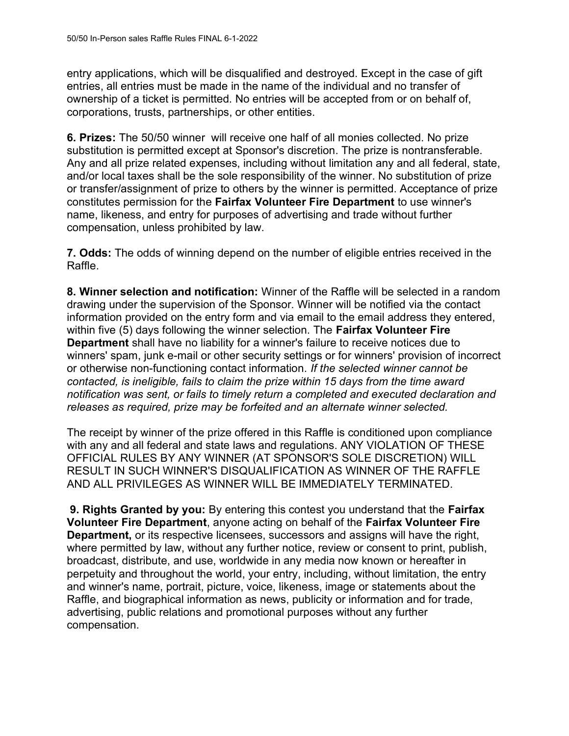entry applications, which will be disqualified and destroyed. Except in the case of gift entries, all entries must be made in the name of the individual and no transfer of ownership of a ticket is permitted. No entries will be accepted from or on behalf of, corporations, trusts, partnerships, or other entities.

**6. Prizes:** The 50/50 winner will receive one half of all monies collected. No prize substitution is permitted except at Sponsor's discretion. The prize is nontransferable. Any and all prize related expenses, including without limitation any and all federal, state, and/or local taxes shall be the sole responsibility of the winner. No substitution of prize or transfer/assignment of prize to others by the winner is permitted. Acceptance of prize constitutes permission for the **Fairfax Volunteer Fire Department** to use winner's name, likeness, and entry for purposes of advertising and trade without further compensation, unless prohibited by law.

**7. Odds:** The odds of winning depend on the number of eligible entries received in the Raffle.

**8. Winner selection and notification:** Winner of the Raffle will be selected in a random drawing under the supervision of the Sponsor. Winner will be notified via the contact information provided on the entry form and via email to the email address they entered, within five (5) days following the winner selection. The **Fairfax Volunteer Fire Department** shall have no liability for a winner's failure to receive notices due to winners' spam, junk e-mail or other security settings or for winners' provision of incorrect or otherwise non-functioning contact information. *If the selected winner cannot be contacted, is ineligible, fails to claim the prize within 15 days from the time award notification was sent, or fails to timely return a completed and executed declaration and releases as required, prize may be forfeited and an alternate winner selected.*

The receipt by winner of the prize offered in this Raffle is conditioned upon compliance with any and all federal and state laws and regulations. ANY VIOLATION OF THESE OFFICIAL RULES BY ANY WINNER (AT SPONSOR'S SOLE DISCRETION) WILL RESULT IN SUCH WINNER'S DISQUALIFICATION AS WINNER OF THE RAFFLE AND ALL PRIVILEGES AS WINNER WILL BE IMMEDIATELY TERMINATED.

**9. Rights Granted by you:** By entering this contest you understand that the **Fairfax Volunteer Fire Department**, anyone acting on behalf of the **Fairfax Volunteer Fire Department,** or its respective licensees, successors and assigns will have the right, where permitted by law, without any further notice, review or consent to print, publish, broadcast, distribute, and use, worldwide in any media now known or hereafter in perpetuity and throughout the world, your entry, including, without limitation, the entry and winner's name, portrait, picture, voice, likeness, image or statements about the Raffle, and biographical information as news, publicity or information and for trade, advertising, public relations and promotional purposes without any further compensation.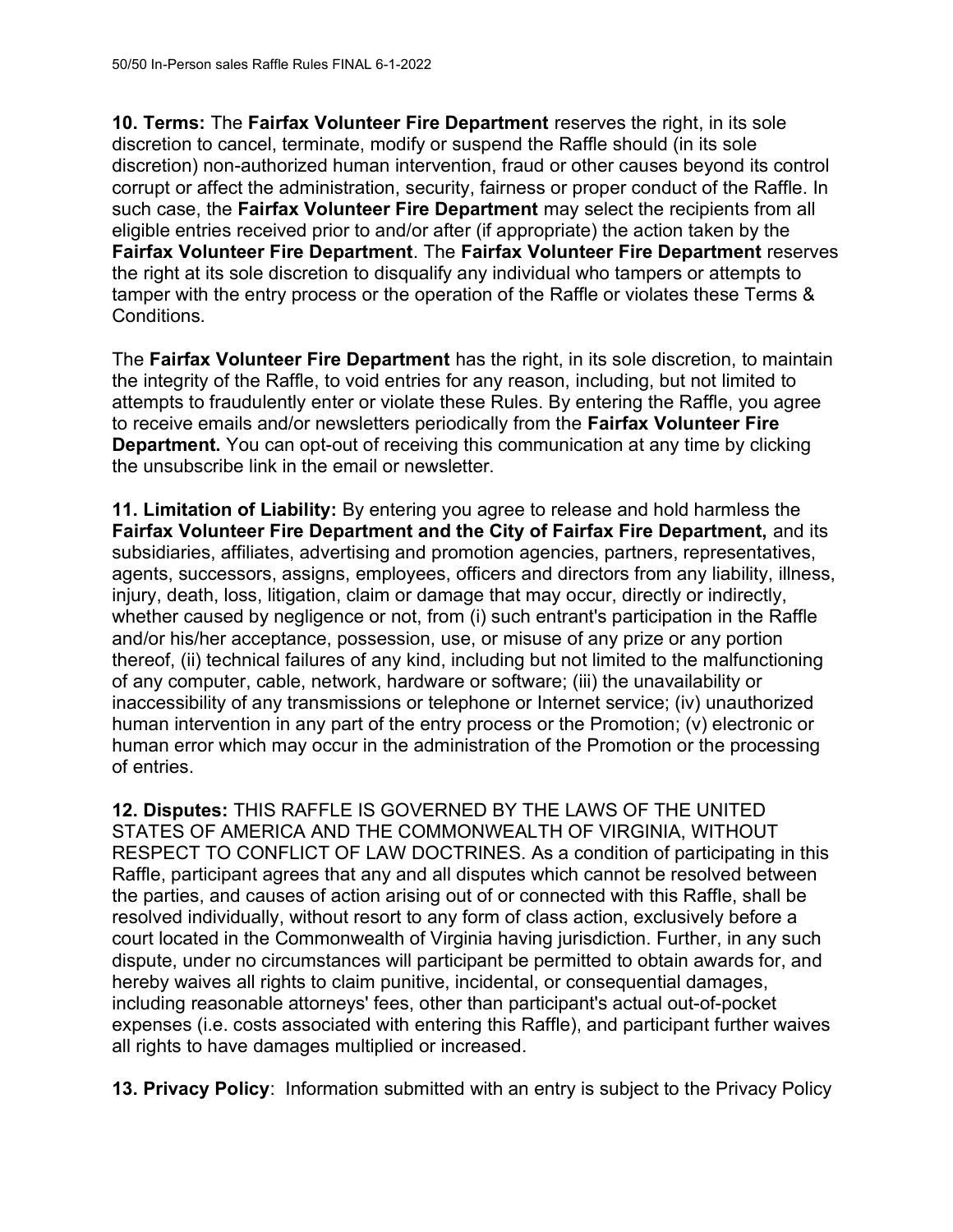**10. Terms:** The **Fairfax Volunteer Fire Department** reserves the right, in its sole discretion to cancel, terminate, modify or suspend the Raffle should (in its sole discretion) non-authorized human intervention, fraud or other causes beyond its control corrupt or affect the administration, security, fairness or proper conduct of the Raffle. In such case, the **Fairfax Volunteer Fire Department** may select the recipients from all eligible entries received prior to and/or after (if appropriate) the action taken by the **Fairfax Volunteer Fire Department**. The **Fairfax Volunteer Fire Department** reserves the right at its sole discretion to disqualify any individual who tampers or attempts to tamper with the entry process or the operation of the Raffle or violates these Terms & Conditions.

The **Fairfax Volunteer Fire Department** has the right, in its sole discretion, to maintain the integrity of the Raffle, to void entries for any reason, including, but not limited to attempts to fraudulently enter or violate these Rules. By entering the Raffle, you agree to receive emails and/or newsletters periodically from the **Fairfax Volunteer Fire Department.** You can opt-out of receiving this communication at any time by clicking the unsubscribe link in the email or newsletter.

**11. Limitation of Liability:** By entering you agree to release and hold harmless the **Fairfax Volunteer Fire Department and the City of Fairfax Fire Department,** and its subsidiaries, affiliates, advertising and promotion agencies, partners, representatives, agents, successors, assigns, employees, officers and directors from any liability, illness, injury, death, loss, litigation, claim or damage that may occur, directly or indirectly, whether caused by negligence or not, from (i) such entrant's participation in the Raffle and/or his/her acceptance, possession, use, or misuse of any prize or any portion thereof, (ii) technical failures of any kind, including but not limited to the malfunctioning of any computer, cable, network, hardware or software; (iii) the unavailability or inaccessibility of any transmissions or telephone or Internet service; (iv) unauthorized human intervention in any part of the entry process or the Promotion; (v) electronic or human error which may occur in the administration of the Promotion or the processing of entries.

**12. Disputes:** THIS RAFFLE IS GOVERNED BY THE LAWS OF THE UNITED STATES OF AMERICA AND THE COMMONWEALTH OF VIRGINIA, WITHOUT RESPECT TO CONFLICT OF LAW DOCTRINES. As a condition of participating in this Raffle, participant agrees that any and all disputes which cannot be resolved between the parties, and causes of action arising out of or connected with this Raffle, shall be resolved individually, without resort to any form of class action, exclusively before a court located in the Commonwealth of Virginia having jurisdiction. Further, in any such dispute, under no circumstances will participant be permitted to obtain awards for, and hereby waives all rights to claim punitive, incidental, or consequential damages, including reasonable attorneys' fees, other than participant's actual out-of-pocket expenses (i.e. costs associated with entering this Raffle), and participant further waives all rights to have damages multiplied or increased.

**13. Privacy Policy**: Information submitted with an entry is subject to the Privacy Policy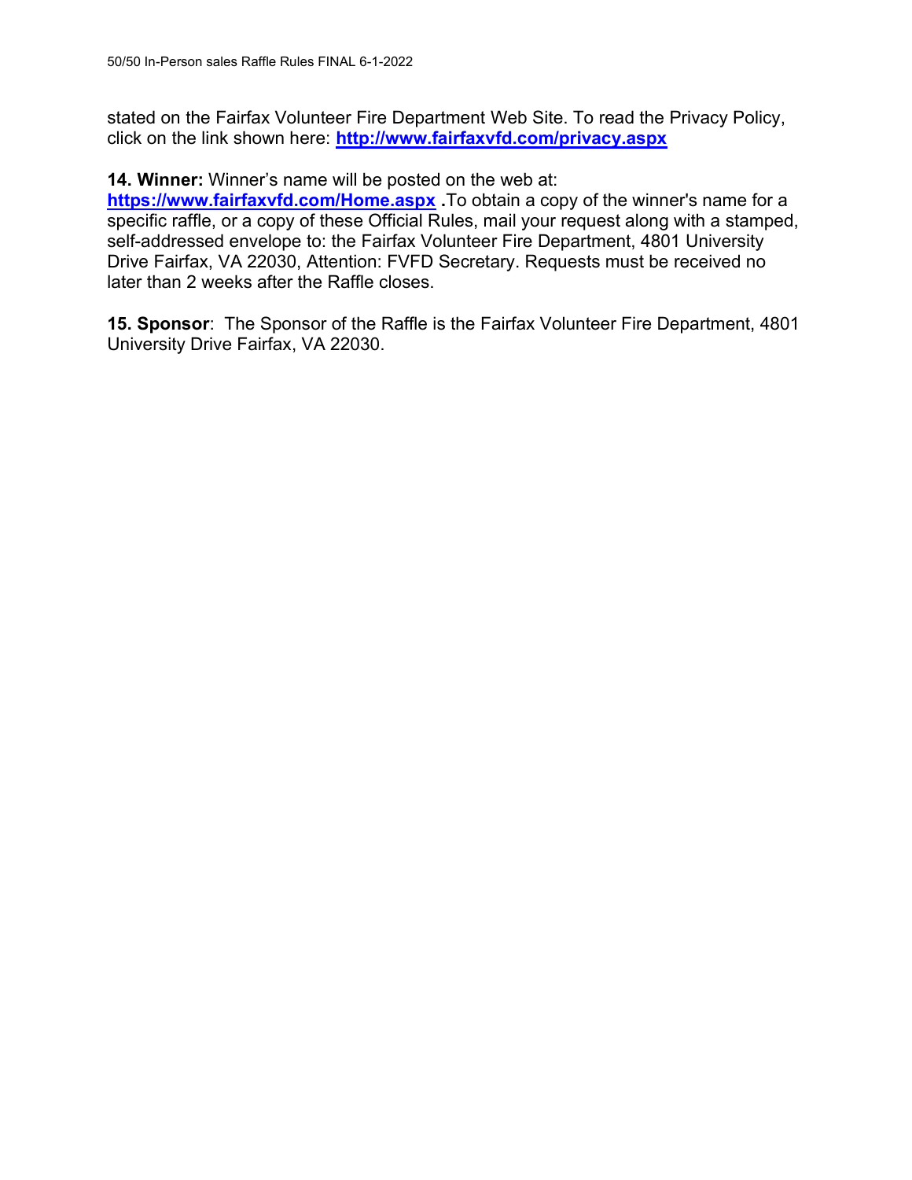stated on the Fairfax Volunteer Fire Department Web Site. To read the Privacy Policy, click on the link shown here: **http://www.fairfaxvfd.com/privacy.aspx**

**14. Winner:** Winner's name will be posted on the web at: **https://www.fairfaxvfd.com/Home.aspx .**To obtain a copy of the winner's name for a specific raffle, or a copy of these Official Rules, mail your request along with a stamped, self-addressed envelope to: the Fairfax Volunteer Fire Department, 4801 University Drive Fairfax, VA 22030, Attention: FVFD Secretary. Requests must be received no later than 2 weeks after the Raffle closes.

**15. Sponsor**: The Sponsor of the Raffle is the Fairfax Volunteer Fire Department, 4801 University Drive Fairfax, VA 22030.